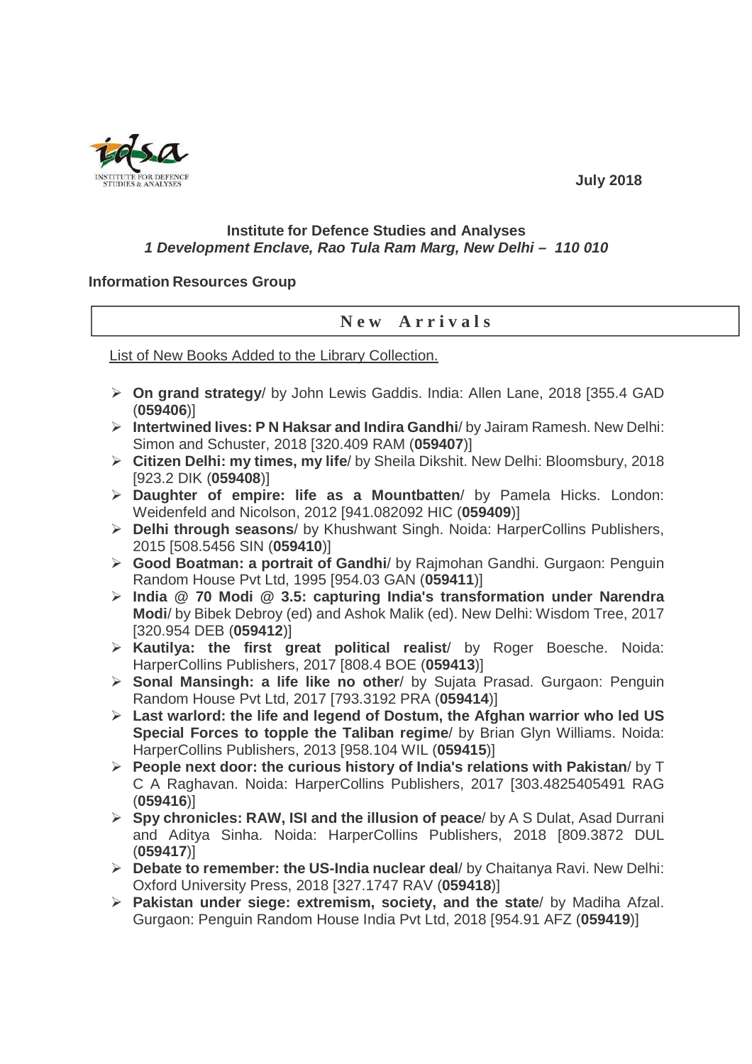July 2018

**Institute for Defence Studies and Analyses**
***1 Development Enclave, Rao Tula Ram Marg, New Delhi – 110 010***

**Information Resources Group**

## New Arrivals

List of New Books Added to the Library Collection.

- **On grand strategy**/ by John Lewis Gaddis. India: Allen Lane, 2018 [355.4 GAD (**059406**)]
- **Intertwined lives: P N Haksar and Indira Gandhi**/ by Jairam Ramesh. New Delhi: Simon and Schuster, 2018 [320.409 RAM (**059407**)]
- **Citizen Delhi: my times, my life**/ by Sheila Dikshit. New Delhi: Bloomsbury, 2018 [923.2 DIK (**059408**)]
- **Daughter of empire: life as a Mountbatten**/ by Pamela Hicks. London: Weidenfeld and Nicolson, 2012 [941.082092 HIC (**059409**)]
- **Delhi through seasons**/ by Khushwant Singh. Noida: HarperCollins Publishers, 2015 [508.5456 SIN (**059410**)]
- **Good Boatman: a portrait of Gandhi**/ by Rajmohan Gandhi. Gurgaon: Penguin Random House Pvt Ltd, 1995 [954.03 GAN (**059411**)]
- **India @ 70 Modi @ 3.5: capturing India's transformation under Narendra Modi**/ by Bibek Debroy (ed) and Ashok Malik (ed). New Delhi: Wisdom Tree, 2017 [320.954 DEB (**059412**)]
- **Kautilya: the first great political realist**/ by Roger Boesche. Noida: HarperCollins Publishers, 2017 [808.4 BOE (**059413**)]
- **Sonal Mansingh: a life like no other**/ by Sujata Prasad. Gurgaon: Penguin Random House Pvt Ltd, 2017 [793.3192 PRA (**059414**)]
- **Last warlord: the life and legend of Dostum, the Afghan warrior who led US Special Forces to topple the Taliban regime**/ by Brian Glyn Williams. Noida: HarperCollins Publishers, 2013 [958.104 WIL (**059415**)]
- **People next door: the curious history of India's relations with Pakistan**/ by T C A Raghavan. Noida: HarperCollins Publishers, 2017 [303.4825405491 RAG (**059416**)]
- **Spy chronicles: RAW, ISI and the illusion of peace**/ by A S Dulat, Asad Durrani and Aditya Sinha. Noida: HarperCollins Publishers, 2018 [809.3872 DUL (**059417**)]
- **Debate to remember: the US-India nuclear deal**/ by Chaitanya Ravi. New Delhi: Oxford University Press, 2018 [327.1747 RAV (**059418**)]
- **Pakistan under siege: extremism, society, and the state**/ by Madiha Afzal. Gurgaon: Penguin Random House India Pvt Ltd, 2018 [954.91 AFZ (**059419**)]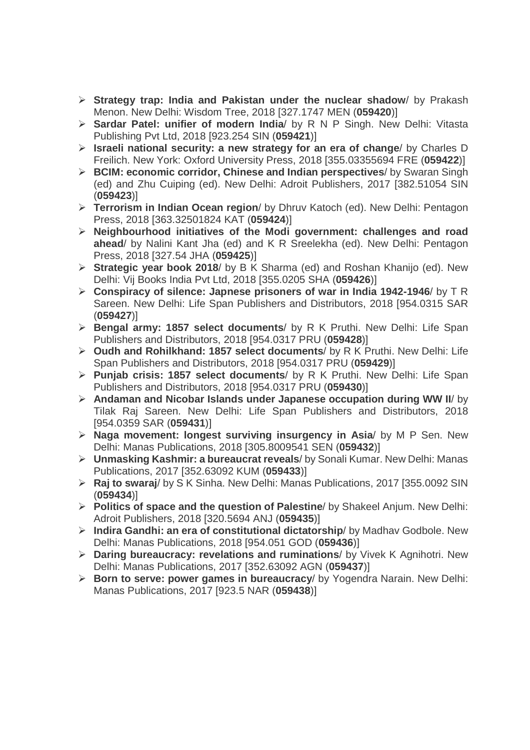- **Strategy trap: India and Pakistan under the nuclear shadow**/ by Prakash Menon. New Delhi: Wisdom Tree, 2018 [327.1747 MEN (**059420**)]
- **Sardar Patel: unifier of modern India**/ by R N P Singh. New Delhi: Vitasta Publishing Pvt Ltd, 2018 [923.254 SIN (**059421**)]
- **Israeli national security: a new strategy for an era of change**/ by Charles D Freilich. New York: Oxford University Press, 2018 [355.03355694 FRE (**059422**)]
- **BCIM: economic corridor, Chinese and Indian perspectives**/ by Swaran Singh (ed) and Zhu Cuiping (ed). New Delhi: Adroit Publishers, 2017 [382.51054 SIN (**059423**)]
- **Terrorism in Indian Ocean region**/ by Dhruv Katoch (ed). New Delhi: Pentagon Press, 2018 [363.32501824 KAT (**059424**)]
- **Neighbourhood initiatives of the Modi government: challenges and road ahead**/ by Nalini Kant Jha (ed) and K R Sreelekha (ed). New Delhi: Pentagon Press, 2018 [327.54 JHA (**059425**)]
- **Strategic year book 2018**/ by B K Sharma (ed) and Roshan Khanijo (ed). New Delhi: Vij Books India Pvt Ltd, 2018 [355.0205 SHA (**059426**)]
- **Conspiracy of silence: Japnese prisoners of war in India 1942-1946**/ by T R Sareen. New Delhi: Life Span Publishers and Distributors, 2018 [954.0315 SAR (**059427**)]
- **Bengal army: 1857 select documents**/ by R K Pruthi. New Delhi: Life Span Publishers and Distributors, 2018 [954.0317 PRU (**059428**)]
- **Oudh and Rohilkhand: 1857 select documents**/ by R K Pruthi. New Delhi: Life Span Publishers and Distributors, 2018 [954.0317 PRU (**059429**)]
- **Punjab crisis: 1857 select documents**/ by R K Pruthi. New Delhi: Life Span Publishers and Distributors, 2018 [954.0317 PRU (**059430**)]
- **Andaman and Nicobar Islands under Japanese occupation during WW II**/ by Tilak Raj Sareen. New Delhi: Life Span Publishers and Distributors, 2018 [954.0359 SAR (**059431**)]
- **Naga movement: longest surviving insurgency in Asia**/ by M P Sen. New Delhi: Manas Publications, 2018 [305.8009541 SEN (**059432**)]
- **Unmasking Kashmir: a bureaucrat reveals**/ by Sonali Kumar. New Delhi: Manas Publications, 2017 [352.63092 KUM (**059433**)]
- **Raj to swaraj**/ by S K Sinha. New Delhi: Manas Publications, 2017 [355.0092 SIN (**059434**)]
- **Politics of space and the question of Palestine**/ by Shakeel Anjum. New Delhi: Adroit Publishers, 2018 [320.5694 ANJ (**059435**)]
- **Indira Gandhi: an era of constitutional dictatorship**/ by Madhav Godbole. New Delhi: Manas Publications, 2018 [954.051 GOD (**059436**)]
- **Daring bureaucracy: revelations and ruminations**/ by Vivek K Agnihotri. New Delhi: Manas Publications, 2017 [352.63092 AGN (**059437**)]
- **Born to serve: power games in bureaucracy**/ by Yogendra Narain. New Delhi: Manas Publications, 2017 [923.5 NAR (**059438**)]